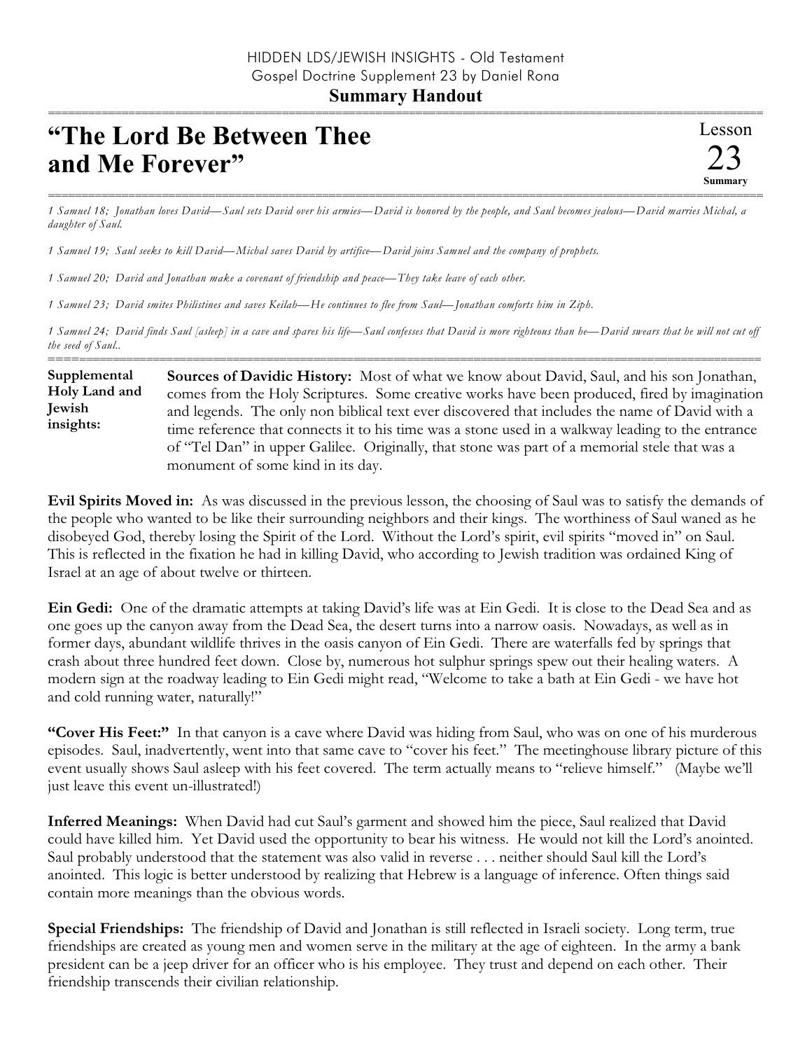HIDDEN LDS/JEWISH INSIGHTS - Old Testament
Gospel Doctrine Supplement 23 by Daniel Rona

**Summary Handout**

# "The Lord Be Between Thee and Me Forever"

Lesson 23 **Summary**

*1 Samuel 18; Jonathan loves David—Saul sets David over his armies—David is honored by the people, and Saul becomes jealous—David marries Michal, a daughter of Saul.*

*1 Samuel 19; Saul seeks to kill David—Michal saves David by artifice—David joins Samuel and the company of prophets.*

*1 Samuel 20; David and Jonathan make a covenant of friendship and peace—They take leave of each other.*

*1 Samuel 23; David smites Philistines and saves Keilah—He continues to flee from Saul—Jonathan comforts him in Ziph.*

*1 Samuel 24; David finds Saul [asleep] in a cave and spares his life—Saul confesses that David is more righteous than he—David swears that he will not cut off the seed of Saul..*

**Supplemental Holy Land and Jewish insights:**

**Sources of Davidic History:** Most of what we know about David, Saul, and his son Jonathan, comes from the Holy Scriptures. Some creative works have been produced, fired by imagination and legends. The only non biblical text ever discovered that includes the name of David with a time reference that connects it to his time was a stone used in a walkway leading to the entrance of "Tel Dan" in upper Galilee. Originally, that stone was part of a memorial stele that was a monument of some kind in its day.

**Evil Spirits Moved in:** As was discussed in the previous lesson, the choosing of Saul was to satisfy the demands of the people who wanted to be like their surrounding neighbors and their kings. The worthiness of Saul waned as he disobeyed God, thereby losing the Spirit of the Lord. Without the Lord's spirit, evil spirits "moved in" on Saul. This is reflected in the fixation he had in killing David, who according to Jewish tradition was ordained King of Israel at an age of about twelve or thirteen.

**Ein Gedi:** One of the dramatic attempts at taking David's life was at Ein Gedi. It is close to the Dead Sea and as one goes up the canyon away from the Dead Sea, the desert turns into a narrow oasis. Nowadays, as well as in former days, abundant wildlife thrives in the oasis canyon of Ein Gedi. There are waterfalls fed by springs that crash about three hundred feet down. Close by, numerous hot sulphur springs spew out their healing waters. A modern sign at the roadway leading to Ein Gedi might read, "Welcome to take a bath at Ein Gedi - we have hot and cold running water, naturally!"

**"Cover His Feet:"** In that canyon is a cave where David was hiding from Saul, who was on one of his murderous episodes. Saul, inadvertently, went into that same cave to "cover his feet." The meetinghouse library picture of this event usually shows Saul asleep with his feet covered. The term actually means to "relieve himself." (Maybe we'll just leave this event un-illustrated!)

**Inferred Meanings:** When David had cut Saul's garment and showed him the piece, Saul realized that David could have killed him. Yet David used the opportunity to bear his witness. He would not kill the Lord's anointed. Saul probably understood that the statement was also valid in reverse . . . neither should Saul kill the Lord's anointed. This logic is better understood by realizing that Hebrew is a language of inference. Often things said contain more meanings than the obvious words.

**Special Friendships:** The friendship of David and Jonathan is still reflected in Israeli society. Long term, true friendships are created as young men and women serve in the military at the age of eighteen. In the army a bank president can be a jeep driver for an officer who is his employee. They trust and depend on each other. Their friendship transcends their civilian relationship.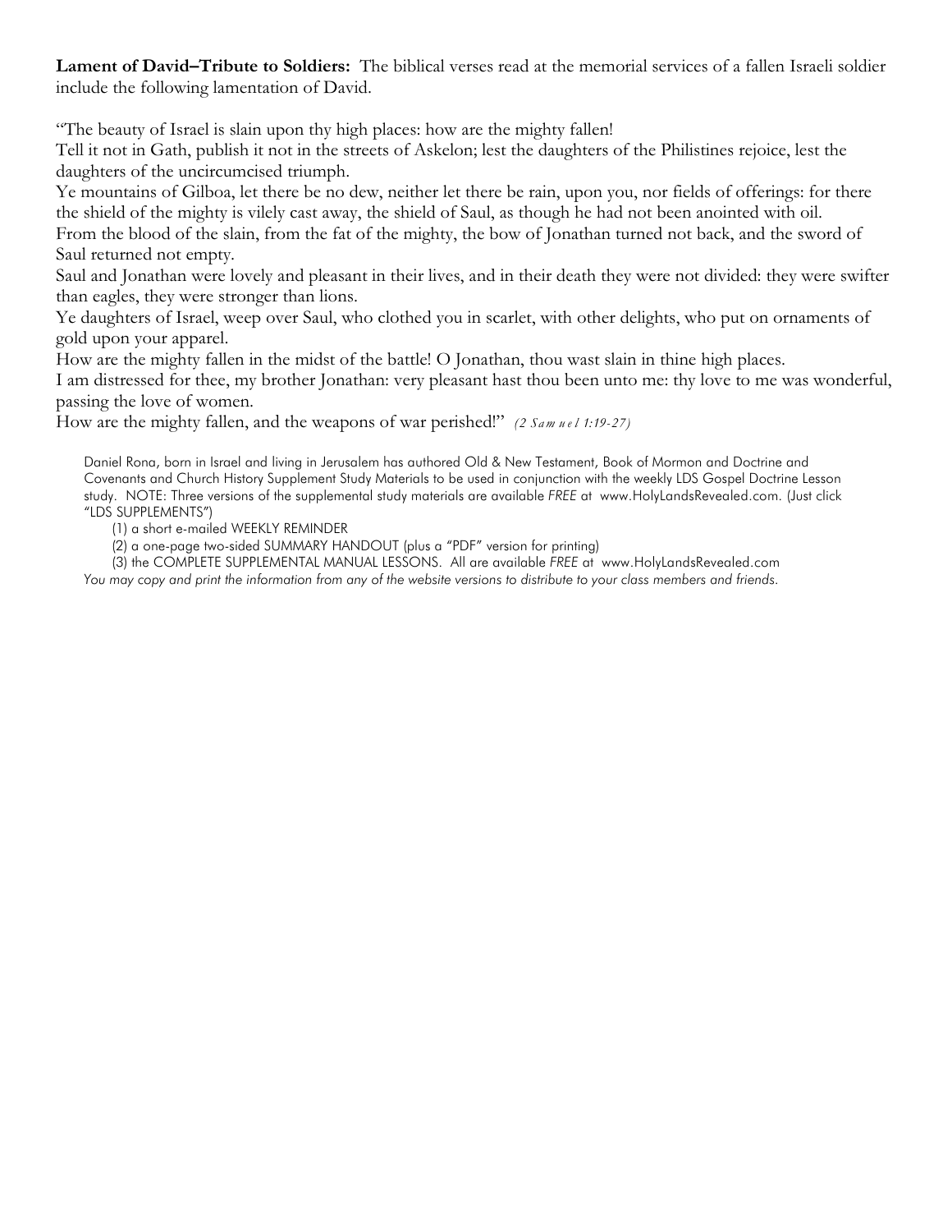**Lament of David–Tribute to Soldiers:** The biblical verses read at the memorial services of a fallen Israeli soldier include the following lamentation of David.

"The beauty of Israel is slain upon thy high places: how are the mighty fallen!
Tell it not in Gath, publish it not in the streets of Askelon; lest the daughters of the Philistines rejoice, lest the daughters of the uncircumcised triumph.
Ye mountains of Gilboa, let there be no dew, neither let there be rain, upon you, nor fields of offerings: for there the shield of the mighty is vilely cast away, the shield of Saul, as though he had not been anointed with oil.
From the blood of the slain, from the fat of the mighty, the bow of Jonathan turned not back, and the sword of Saul returned not empty.
Saul and Jonathan were lovely and pleasant in their lives, and in their death they were not divided: they were swifter than eagles, they were stronger than lions.
Ye daughters of Israel, weep over Saul, who clothed you in scarlet, with other delights, who put on ornaments of gold upon your apparel.
How are the mighty fallen in the midst of the battle! O Jonathan, thou wast slain in thine high places.
I am distressed for thee, my brother Jonathan: very pleasant hast thou been unto me: thy love to me was wonderful, passing the love of women.
How are the mighty fallen, and the weapons of war perished!" *(2 Samuel 1:19-27)*

Daniel Rona, born in Israel and living in Jerusalem has authored Old & New Testament, Book of Mormon and Doctrine and Covenants and Church History Supplement Study Materials to be used in conjunction with the weekly LDS Gospel Doctrine Lesson study. NOTE: Three versions of the supplemental study materials are available *FREE* at www.HolyLandsRevealed.com. (Just click "LDS SUPPLEMENTS")

(1) a short e-mailed WEEKLY REMINDER

(2) a one-page two-sided SUMMARY HANDOUT (plus a "PDF" version for printing)

(3) the COMPLETE SUPPLEMENTAL MANUAL LESSONS. All are available *FREE* at www.HolyLandsRevealed.com

*You may copy and print the information from any of the website versions to distribute to your class members and friends.*